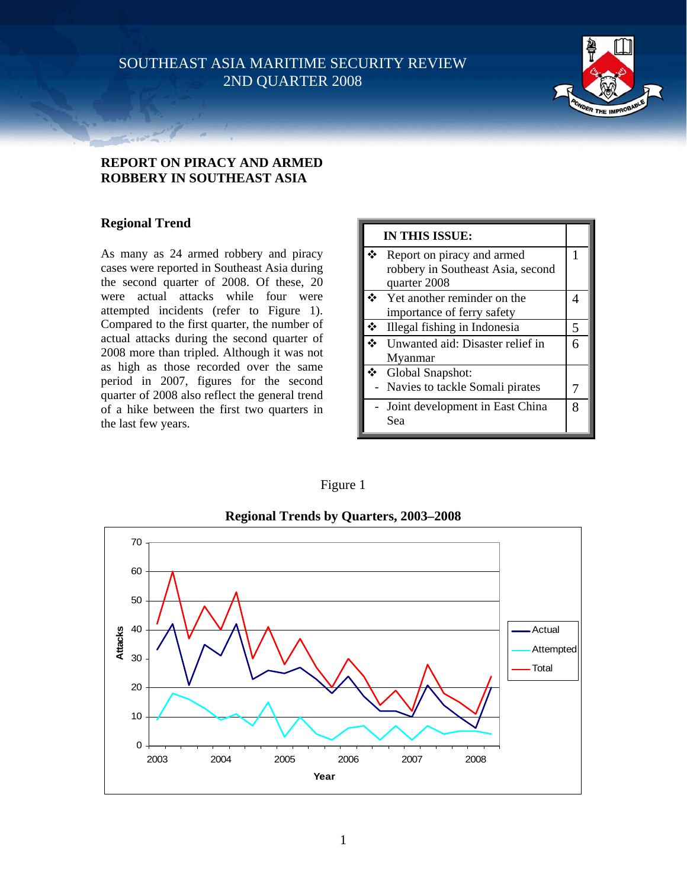# SOUTHEAST ASIA MARITIME SECURITY REVIEW
## 2ND QUARTER 2008

PONDER THE IMPROBABLE

## REPORT ON PIRACY AND ARMED ROBBERY IN SOUTHEAST ASIA

| IN THIS ISSUE: | |
|---|---|
| ❖ Report on piracy and armed robbery in Southeast Asia, second quarter 2008 | 1 |
| ❖ Yet another reminder on the importance of ferry safety | 4 |
| ❖ Illegal fishing in Indonesia | 5 |
| ❖ Unwanted aid: Disaster relief in Myanmar | 6 |
| ❖ Global Snapshot: - Navies to tackle Somali pirates | 7 |
| - Joint development in East China Sea | 8 |

### Regional Trend

As many as 24 armed robbery and piracy cases were reported in Southeast Asia during the second quarter of 2008. Of these, 20 were actual attacks while four were attempted incidents (refer to Figure 1). Compared to the first quarter, the number of actual attacks during the second quarter of 2008 more than tripled. Although it was not as high as those recorded over the same period in 2007, figures for the second quarter of 2008 also reflect the general trend of a hike between the first two quarters in the last few years.

Figure 1

**Regional Trends by Quarters, 2003–2008**

(Line chart: Attacks (0–70) by Year (2003–2008); series: Actual, Attempted, Total)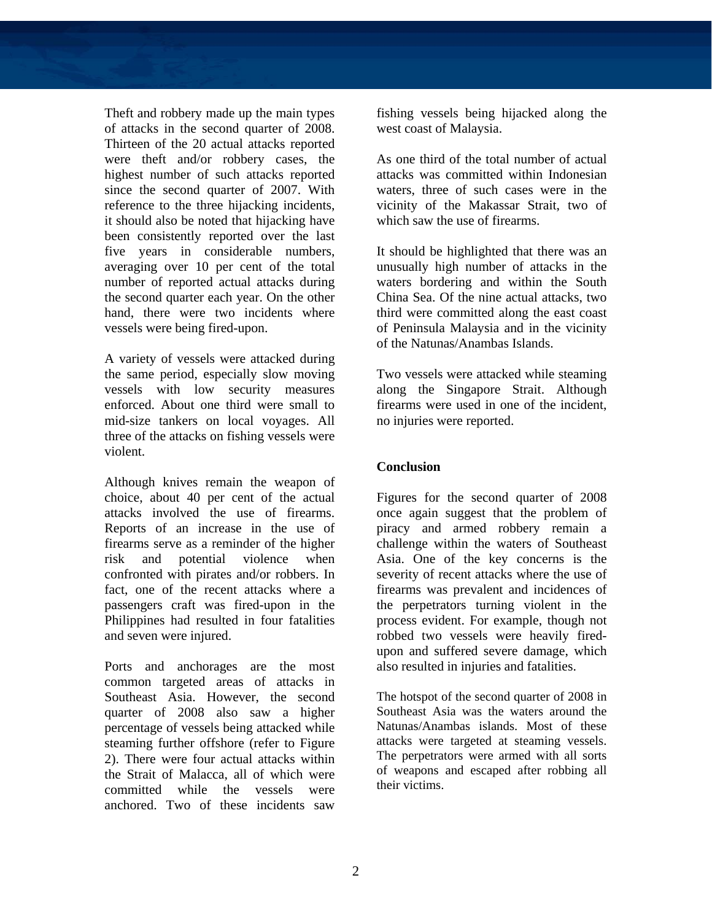Theft and robbery made up the main types of attacks in the second quarter of 2008. Thirteen of the 20 actual attacks reported were theft and/or robbery cases, the highest number of such attacks reported since the second quarter of 2007. With reference to the three hijacking incidents, it should also be noted that hijacking have been consistently reported over the last five years in considerable numbers, averaging over 10 per cent of the total number of reported actual attacks during the second quarter each year. On the other hand, there were two incidents where vessels were being fired-upon.

A variety of vessels were attacked during the same period, especially slow moving vessels with low security measures enforced. About one third were small to mid-size tankers on local voyages. All three of the attacks on fishing vessels were violent.

Although knives remain the weapon of choice, about 40 per cent of the actual attacks involved the use of firearms. Reports of an increase in the use of firearms serve as a reminder of the higher risk and potential violence when confronted with pirates and/or robbers. In fact, one of the recent attacks where a passengers craft was fired-upon in the Philippines had resulted in four fatalities and seven were injured.

Ports and anchorages are the most common targeted areas of attacks in Southeast Asia. However, the second quarter of 2008 also saw a higher percentage of vessels being attacked while steaming further offshore (refer to Figure 2). There were four actual attacks within the Strait of Malacca, all of which were committed while the vessels were anchored. Two of these incidents saw fishing vessels being hijacked along the west coast of Malaysia.

As one third of the total number of actual attacks was committed within Indonesian waters, three of such cases were in the vicinity of the Makassar Strait, two of which saw the use of firearms.

It should be highlighted that there was an unusually high number of attacks in the waters bordering and within the South China Sea. Of the nine actual attacks, two third were committed along the east coast of Peninsula Malaysia and in the vicinity of the Natunas/Anambas Islands.

Two vessels were attacked while steaming along the Singapore Strait. Although firearms were used in one of the incident, no injuries were reported.

**Conclusion**

Figures for the second quarter of 2008 once again suggest that the problem of piracy and armed robbery remain a challenge within the waters of Southeast Asia. One of the key concerns is the severity of recent attacks where the use of firearms was prevalent and incidences of the perpetrators turning violent in the process evident. For example, though not robbed two vessels were heavily fired-upon and suffered severe damage, which also resulted in injuries and fatalities.

The hotspot of the second quarter of 2008 in Southeast Asia was the waters around the Natunas/Anambas islands. Most of these attacks were targeted at steaming vessels. The perpetrators were armed with all sorts of weapons and escaped after robbing all their victims.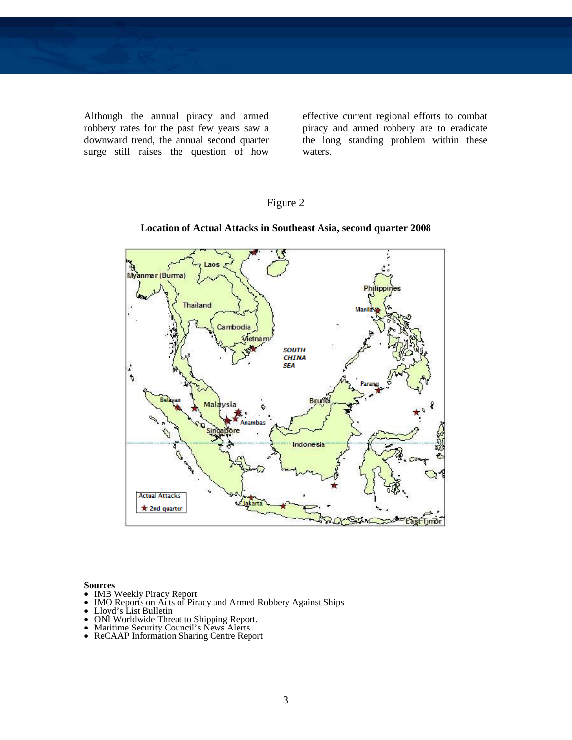Although the annual piracy and armed robbery rates for the past few years saw a downward trend, the annual second quarter surge still raises the question of how effective current regional efforts to combat piracy and armed robbery are to eradicate the long standing problem within these waters.

Figure 2

**Location of Actual Attacks in Southeast Asia, second quarter 2008**

**Sources**

- IMB Weekly Piracy Report
- IMO Reports on Acts of Piracy and Armed Robbery Against Ships
- Lloyd's List Bulletin
- ONI Worldwide Threat to Shipping Report.
- Maritime Security Council's News Alerts
- ReCAAP Information Sharing Centre Report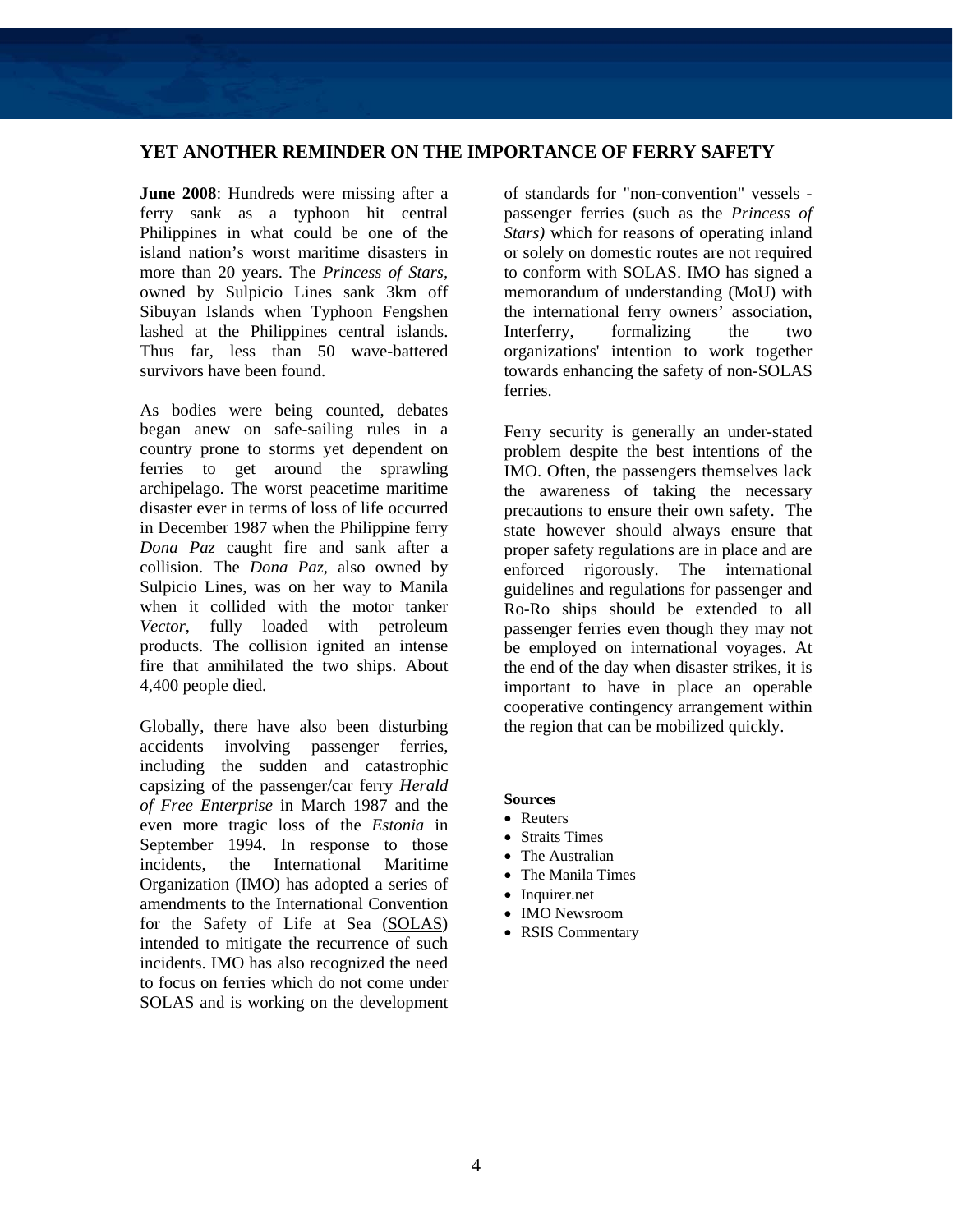## YET ANOTHER REMINDER ON THE IMPORTANCE OF FERRY SAFETY

**June 2008**: Hundreds were missing after a ferry sank as a typhoon hit central Philippines in what could be one of the island nation's worst maritime disasters in more than 20 years. The *Princess of Stars*, owned by Sulpicio Lines sank 3km off Sibuyan Islands when Typhoon Fengshen lashed at the Philippines central islands. Thus far, less than 50 wave-battered survivors have been found.

As bodies were being counted, debates began anew on safe-sailing rules in a country prone to storms yet dependent on ferries to get around the sprawling archipelago. The worst peacetime maritime disaster ever in terms of loss of life occurred in December 1987 when the Philippine ferry *Dona Paz* caught fire and sank after a collision. The *Dona Paz*, also owned by Sulpicio Lines, was on her way to Manila when it collided with the motor tanker *Vector*, fully loaded with petroleum products. The collision ignited an intense fire that annihilated the two ships. About 4,400 people died.

Globally, there have also been disturbing accidents involving passenger ferries, including the sudden and catastrophic capsizing of the passenger/car ferry *Herald of Free Enterprise* in March 1987 and the even more tragic loss of the *Estonia* in September 1994. In response to those incidents, the International Maritime Organization (IMO) has adopted a series of amendments to the International Convention for the Safety of Life at Sea (SOLAS) intended to mitigate the recurrence of such incidents. IMO has also recognized the need to focus on ferries which do not come under SOLAS and is working on the development of standards for "non-convention" vessels - passenger ferries (such as the *Princess of Stars)* which for reasons of operating inland or solely on domestic routes are not required to conform with SOLAS. IMO has signed a memorandum of understanding (MoU) with the international ferry owners' association, Interferry, formalizing the two organizations' intention to work together towards enhancing the safety of non-SOLAS ferries.

Ferry security is generally an under-stated problem despite the best intentions of the IMO. Often, the passengers themselves lack the awareness of taking the necessary precautions to ensure their own safety. The state however should always ensure that proper safety regulations are in place and are enforced rigorously. The international guidelines and regulations for passenger and Ro-Ro ships should be extended to all passenger ferries even though they may not be employed on international voyages. At the end of the day when disaster strikes, it is important to have in place an operable cooperative contingency arrangement within the region that can be mobilized quickly.

**Sources**

- Reuters
- Straits Times
- The Australian
- The Manila Times
- Inquirer.net
- IMO Newsroom
- RSIS Commentary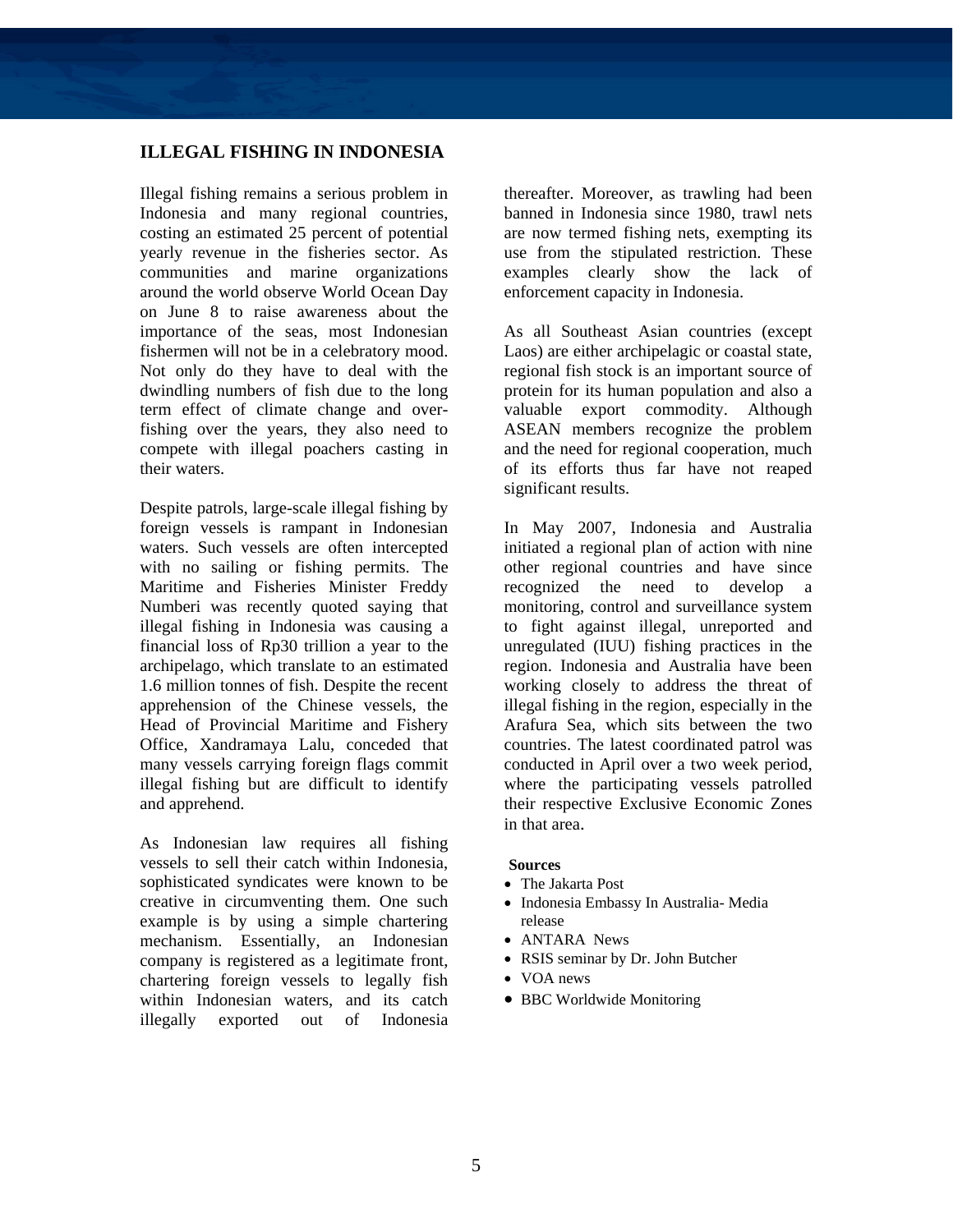## ILLEGAL FISHING IN INDONESIA

Illegal fishing remains a serious problem in Indonesia and many regional countries, costing an estimated 25 percent of potential yearly revenue in the fisheries sector. As communities and marine organizations around the world observe World Ocean Day on June 8 to raise awareness about the importance of the seas, most Indonesian fishermen will not be in a celebratory mood. Not only do they have to deal with the dwindling numbers of fish due to the long term effect of climate change and over-fishing over the years, they also need to compete with illegal poachers casting in their waters.

Despite patrols, large-scale illegal fishing by foreign vessels is rampant in Indonesian waters. Such vessels are often intercepted with no sailing or fishing permits. The Maritime and Fisheries Minister Freddy Numberi was recently quoted saying that illegal fishing in Indonesia was causing a financial loss of Rp30 trillion a year to the archipelago, which translate to an estimated 1.6 million tonnes of fish. Despite the recent apprehension of the Chinese vessels, the Head of Provincial Maritime and Fishery Office, Xandramaya Lalu, conceded that many vessels carrying foreign flags commit illegal fishing but are difficult to identify and apprehend.

As Indonesian law requires all fishing vessels to sell their catch within Indonesia, sophisticated syndicates were known to be creative in circumventing them. One such example is by using a simple chartering mechanism. Essentially, an Indonesian company is registered as a legitimate front, chartering foreign vessels to legally fish within Indonesian waters, and its catch illegally exported out of Indonesia thereafter. Moreover, as trawling had been banned in Indonesia since 1980, trawl nets are now termed fishing nets, exempting its use from the stipulated restriction. These examples clearly show the lack of enforcement capacity in Indonesia.

As all Southeast Asian countries (except Laos) are either archipelagic or coastal state, regional fish stock is an important source of protein for its human population and also a valuable export commodity. Although ASEAN members recognize the problem and the need for regional cooperation, much of its efforts thus far have not reaped significant results.

In May 2007, Indonesia and Australia initiated a regional plan of action with nine other regional countries and have since recognized the need to develop a monitoring, control and surveillance system to fight against illegal, unreported and unregulated (IUU) fishing practices in the region. Indonesia and Australia have been working closely to address the threat of illegal fishing in the region, especially in the Arafura Sea, which sits between the two countries. The latest coordinated patrol was conducted in April over a two week period, where the participating vessels patrolled their respective Exclusive Economic Zones in that area.

**Sources**

- The Jakarta Post
- Indonesia Embassy In Australia- Media release
- ANTARA News
- RSIS seminar by Dr. John Butcher
- VOA news
- BBC Worldwide Monitoring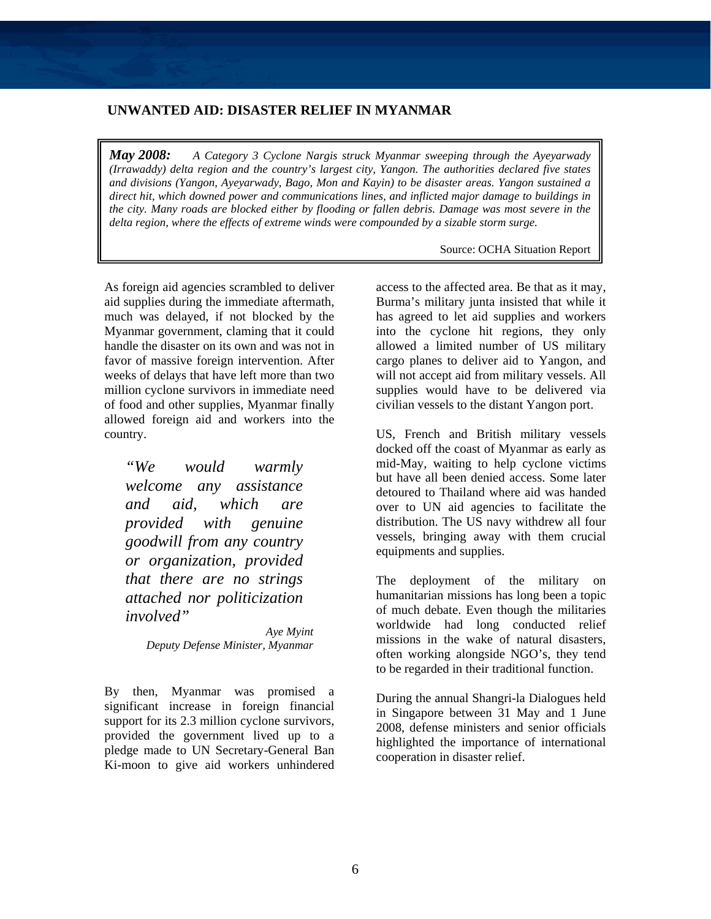## UNWANTED AID: DISASTER RELIEF IN MYANMAR

> ***May 2008:*** *A Category 3 Cyclone Nargis struck Myanmar sweeping through the Ayeyarwady (Irrawaddy) delta region and the country's largest city, Yangon. The authorities declared five states and divisions (Yangon, Ayeyarwady, Bago, Mon and Kayin) to be disaster areas. Yangon sustained a direct hit, which downed power and communications lines, and inflicted major damage to buildings in the city. Many roads are blocked either by flooding or fallen debris. Damage was most severe in the delta region, where the effects of extreme winds were compounded by a sizable storm surge.*
>
> Source: OCHA Situation Report

As foreign aid agencies scrambled to deliver aid supplies during the immediate aftermath, much was delayed, if not blocked by the Myanmar government, claming that it could handle the disaster on its own and was not in favor of massive foreign intervention. After weeks of delays that have left more than two million cyclone survivors in immediate need of food and other supplies, Myanmar finally allowed foreign aid and workers into the country.

> *"We would warmly welcome any assistance and aid, which are provided with genuine goodwill from any country or organization, provided that there are no strings attached nor politicization involved"*
>
> *Aye Myint*
> *Deputy Defense Minister, Myanmar*

By then, Myanmar was promised a significant increase in foreign financial support for its 2.3 million cyclone survivors, provided the government lived up to a pledge made to UN Secretary-General Ban Ki-moon to give aid workers unhindered access to the affected area. Be that as it may, Burma's military junta insisted that while it has agreed to let aid supplies and workers into the cyclone hit regions, they only allowed a limited number of US military cargo planes to deliver aid to Yangon, and will not accept aid from military vessels. All supplies would have to be delivered via civilian vessels to the distant Yangon port.

US, French and British military vessels docked off the coast of Myanmar as early as mid-May, waiting to help cyclone victims but have all been denied access. Some later detoured to Thailand where aid was handed over to UN aid agencies to facilitate the distribution. The US navy withdrew all four vessels, bringing away with them crucial equipments and supplies.

The deployment of the military on humanitarian missions has long been a topic of much debate. Even though the militaries worldwide had long conducted relief missions in the wake of natural disasters, often working alongside NGO's, they tend to be regarded in their traditional function.

During the annual Shangri-la Dialogues held in Singapore between 31 May and 1 June 2008, defense ministers and senior officials highlighted the importance of international cooperation in disaster relief.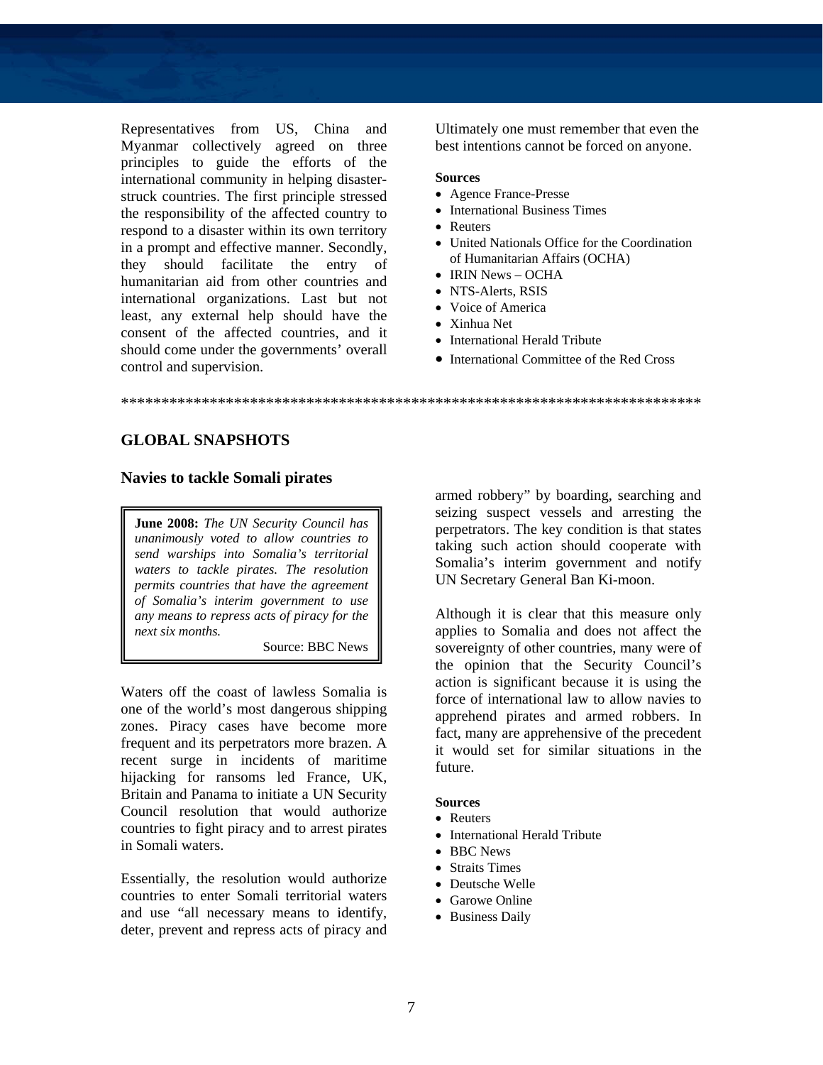Representatives from US, China and Myanmar collectively agreed on three principles to guide the efforts of the international community in helping disaster-struck countries. The first principle stressed the responsibility of the affected country to respond to a disaster within its own territory in a prompt and effective manner. Secondly, they should facilitate the entry of humanitarian aid from other countries and international organizations. Last but not least, any external help should have the consent of the affected countries, and it should come under the governments' overall control and supervision.

Ultimately one must remember that even the best intentions cannot be forced on anyone.

**Sources**

- Agence France-Presse
- International Business Times
- Reuters
- United Nationals Office for the Coordination of Humanitarian Affairs (OCHA)
- IRIN News – OCHA
- NTS-Alerts, RSIS
- Voice of America
- Xinhua Net
- International Herald Tribune
- International Committee of the Red Cross

***************************************************************************

## GLOBAL SNAPSHOTS

### Navies to tackle Somali pirates

> **June 2008:** *The UN Security Council has unanimously voted to allow countries to send warships into Somalia's territorial waters to tackle pirates. The resolution permits countries that have the agreement of Somalia's interim government to use any means to repress acts of piracy for the next six months.*
>
> Source: BBC News

Waters off the coast of lawless Somalia is one of the world's most dangerous shipping zones. Piracy cases have become more frequent and its perpetrators more brazen. A recent surge in incidents of maritime hijacking for ransoms led France, UK, Britain and Panama to initiate a UN Security Council resolution that would authorize countries to fight piracy and to arrest pirates in Somali waters.

Essentially, the resolution would authorize countries to enter Somali territorial waters and use "all necessary means to identify, deter, prevent and repress acts of piracy and armed robbery" by boarding, searching and seizing suspect vessels and arresting the perpetrators. The key condition is that states taking such action should cooperate with Somalia's interim government and notify UN Secretary General Ban Ki-moon.

Although it is clear that this measure only applies to Somalia and does not affect the sovereignty of other countries, many were of the opinion that the Security Council's action is significant because it is using the force of international law to allow navies to apprehend pirates and armed robbers. In fact, many are apprehensive of the precedent it would set for similar situations in the future.

**Sources**

- Reuters
- International Herald Tribune
- BBC News
- Straits Times
- Deutsche Welle
- Garowe Online
- Business Daily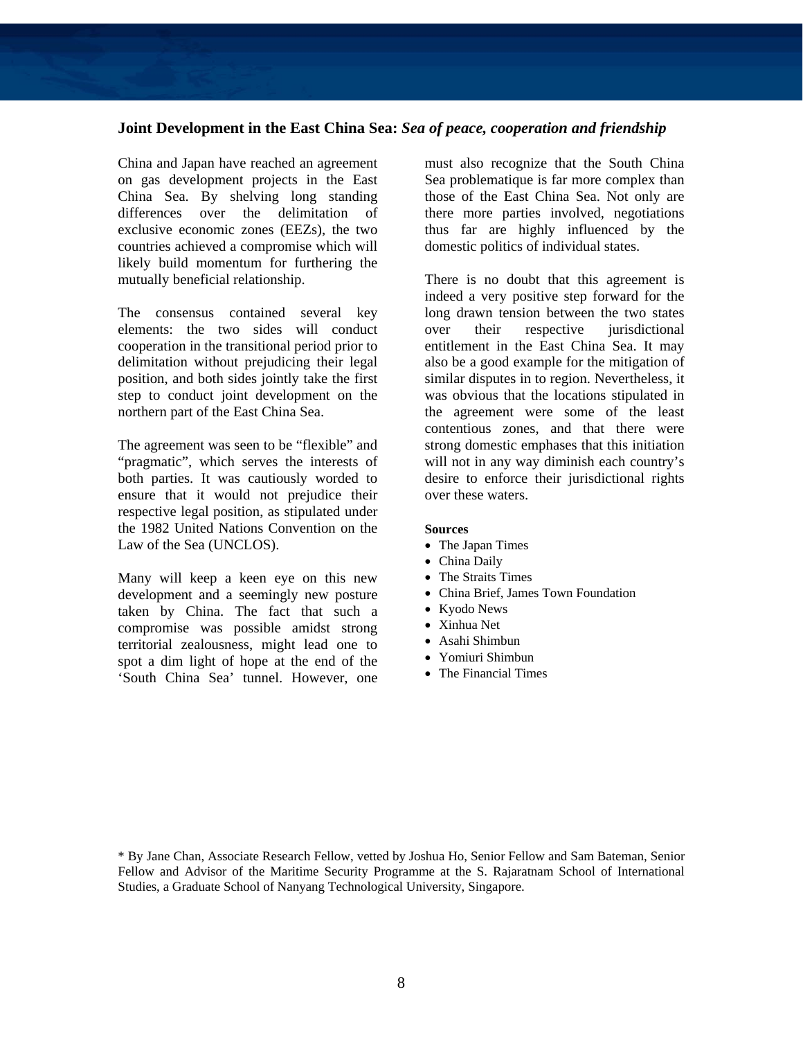## Joint Development in the East China Sea: *Sea of peace, cooperation and friendship*

China and Japan have reached an agreement on gas development projects in the East China Sea. By shelving long standing differences over the delimitation of exclusive economic zones (EEZs), the two countries achieved a compromise which will likely build momentum for furthering the mutually beneficial relationship.

The consensus contained several key elements: the two sides will conduct cooperation in the transitional period prior to delimitation without prejudicing their legal position, and both sides jointly take the first step to conduct joint development on the northern part of the East China Sea.

The agreement was seen to be "flexible" and "pragmatic", which serves the interests of both parties. It was cautiously worded to ensure that it would not prejudice their respective legal position, as stipulated under the 1982 United Nations Convention on the Law of the Sea (UNCLOS).

Many will keep a keen eye on this new development and a seemingly new posture taken by China. The fact that such a compromise was possible amidst strong territorial zealousness, might lead one to spot a dim light of hope at the end of the 'South China Sea' tunnel. However, one must also recognize that the South China Sea problematique is far more complex than those of the East China Sea. Not only are there more parties involved, negotiations thus far are highly influenced by the domestic politics of individual states.

There is no doubt that this agreement is indeed a very positive step forward for the long drawn tension between the two states over their respective jurisdictional entitlement in the East China Sea. It may also be a good example for the mitigation of similar disputes in to region. Nevertheless, it was obvious that the locations stipulated in the agreement were some of the least contentious zones, and that there were strong domestic emphases that this initiation will not in any way diminish each country's desire to enforce their jurisdictional rights over these waters.

**Sources**

- The Japan Times
- China Daily
- The Straits Times
- China Brief, James Town Foundation
- Kyodo News
- Xinhua Net
- Asahi Shimbun
- Yomiuri Shimbun
- The Financial Times

\* By Jane Chan, Associate Research Fellow, vetted by Joshua Ho, Senior Fellow and Sam Bateman, Senior Fellow and Advisor of the Maritime Security Programme at the S. Rajaratnam School of International Studies, a Graduate School of Nanyang Technological University, Singapore.